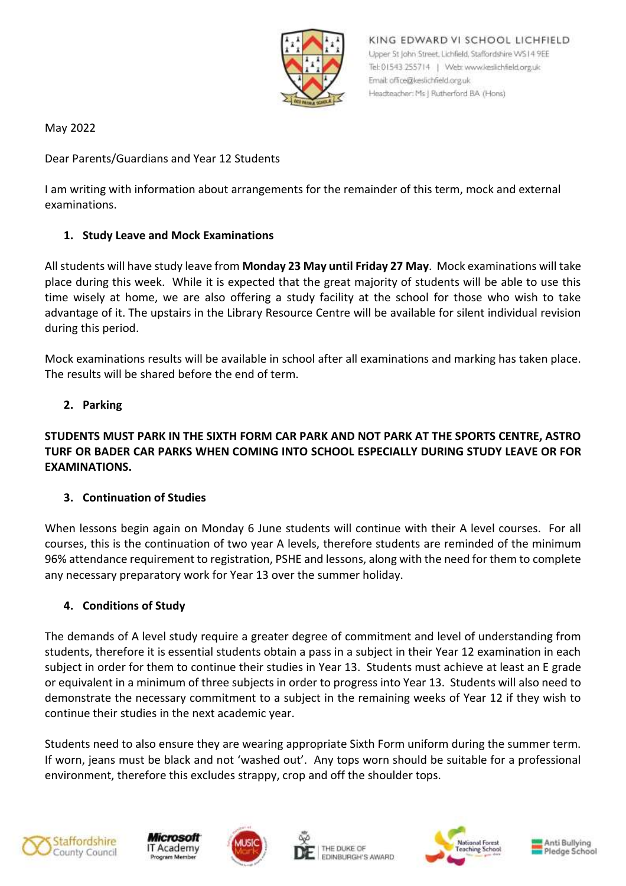KING EDWARD VI SCHOOL LICHFIELD
Upper St John Street, Lichfield, Staffordshire WS14 9EE
Tel: 01543 255714 | Web: www.keslichfield.org.uk
Email: office@keslichfield.org.uk
Headteacher: Ms J Rutherford BA (Hons)

May 2022

Dear Parents/Guardians and Year 12 Students

I am writing with information about arrangements for the remainder of this term, mock and external examinations.

1. **Study Leave and Mock Examinations**

All students will have study leave from **Monday 23 May until Friday 27 May**. Mock examinations will take place during this week. While it is expected that the great majority of students will be able to use this time wisely at home, we are also offering a study facility at the school for those who wish to take advantage of it. The upstairs in the Library Resource Centre will be available for silent individual revision during this period.

Mock examinations results will be available in school after all examinations and marking has taken place. The results will be shared before the end of term.

2. **Parking**

**STUDENTS MUST PARK IN THE SIXTH FORM CAR PARK AND NOT PARK AT THE SPORTS CENTRE, ASTRO TURF OR BADER CAR PARKS WHEN COMING INTO SCHOOL ESPECIALLY DURING STUDY LEAVE OR FOR EXAMINATIONS.**

3. **Continuation of Studies**

When lessons begin again on Monday 6 June students will continue with their A level courses. For all courses, this is the continuation of two year A levels, therefore students are reminded of the minimum 96% attendance requirement to registration, PSHE and lessons, along with the need for them to complete any necessary preparatory work for Year 13 over the summer holiday.

4. **Conditions of Study**

The demands of A level study require a greater degree of commitment and level of understanding from students, therefore it is essential students obtain a pass in a subject in their Year 12 examination in each subject in order for them to continue their studies in Year 13. Students must achieve at least an E grade or equivalent in a minimum of three subjects in order to progress into Year 13. Students will also need to demonstrate the necessary commitment to a subject in the remaining weeks of Year 12 if they wish to continue their studies in the next academic year.

Students need to also ensure they are wearing appropriate Sixth Form uniform during the summer term. If worn, jeans must be black and not 'washed out'. Any tops worn should be suitable for a professional environment, therefore this excludes strappy, crop and off the shoulder tops.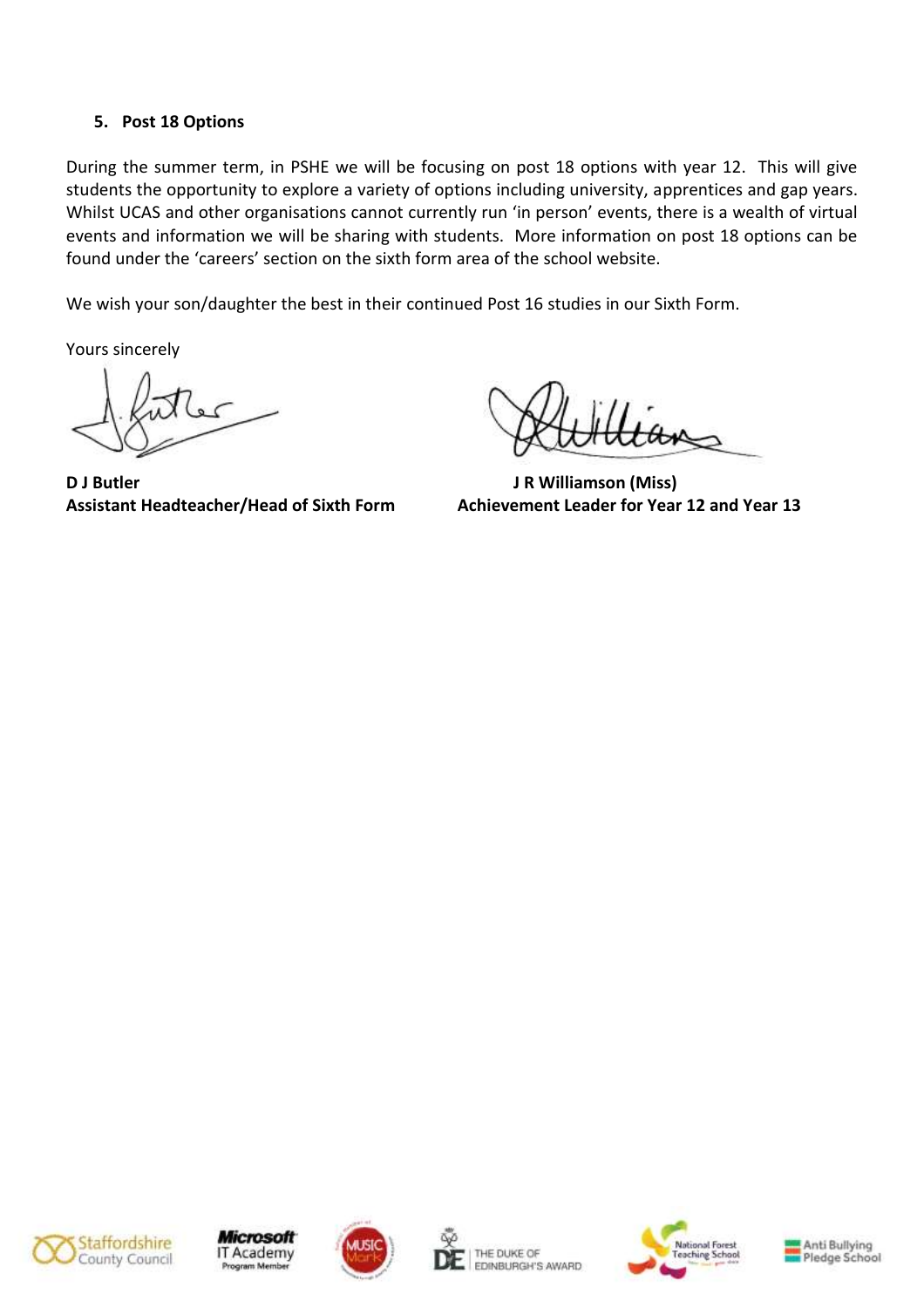### 5. Post 18 Options

During the summer term, in PSHE we will be focusing on post 18 options with year 12. This will give students the opportunity to explore a variety of options including university, apprentices and gap years. Whilst UCAS and other organisations cannot currently run 'in person' events, there is a wealth of virtual events and information we will be sharing with students. More information on post 18 options can be found under the 'careers' section on the sixth form area of the school website.

We wish your son/daughter the best in their continued Post 16 studies in our Sixth Form.

Yours sincerely

**D J Butler**
**Assistant Headteacher/Head of Sixth Form**

**J R Williamson (Miss)**
**Achievement Leader for Year 12 and Year 13**